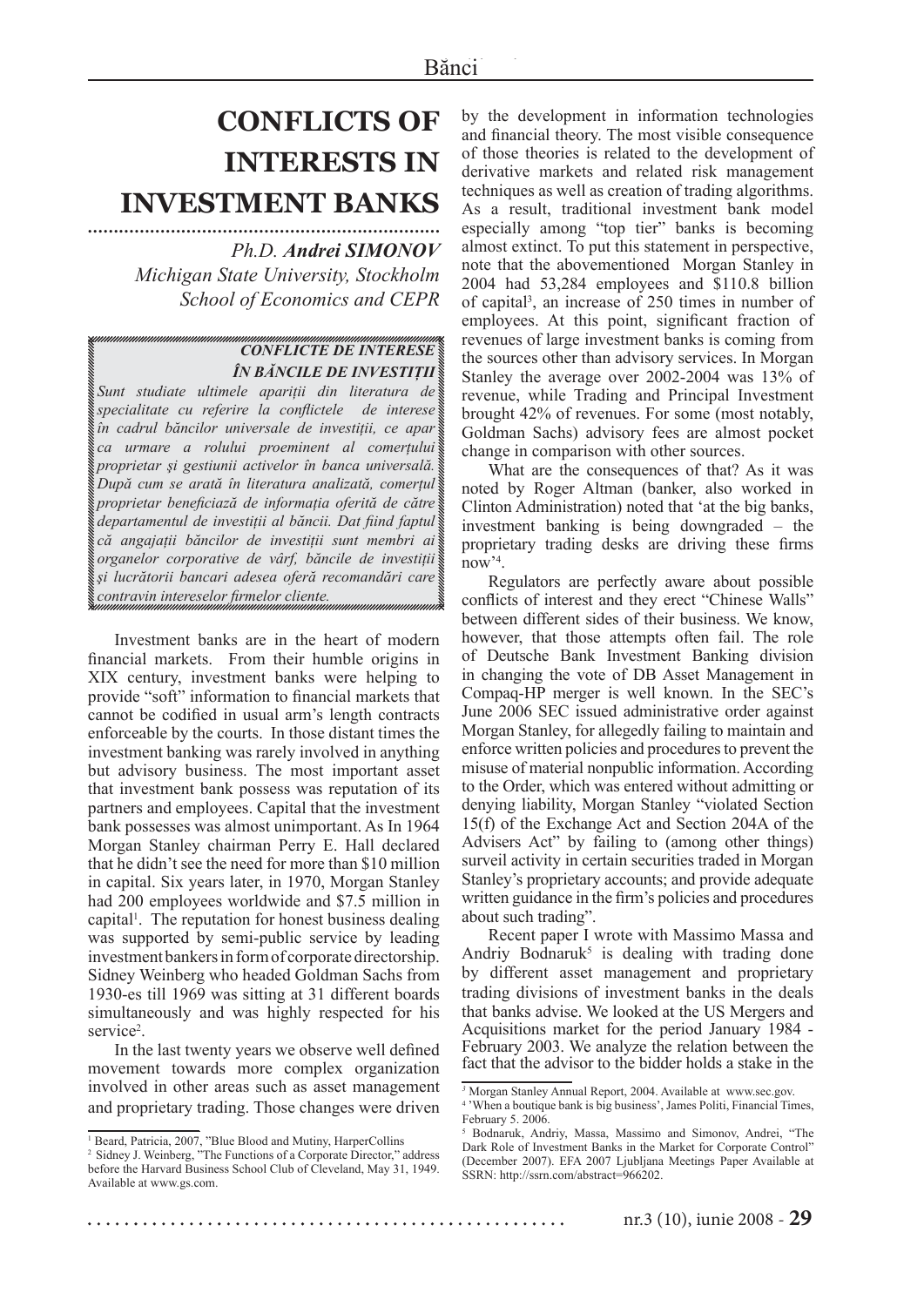# CONFLICTS OF INTERESTS IN INVESTMENT BANKS

*Ph.D.* ***Andrei SIMONOV***
*Michigan State University, Stockholm School of Economics and CEPR*

***CONFLICTE DE INTERESE ÎN BĂNCILE DE INVESTIŢII***

*Sunt studiate ultimele apariţii din literatura de specialitate cu referire la conflictele de interese în cadrul băncilor universale de investiţii, ce apar ca urmare a rolului proeminent al comerţului proprietar şi gestiunii activelor în banca universală. După cum se arată în literatura analizată, comerţul proprietar beneficiază de informaţia oferită de către departamentul de investiţii al băncii. Dat fiind faptul că angajaţii băncilor de investiţii sunt membri ai organelor corporative de vârf, băncile de investiţii şi lucrătorii bancari adesea oferă recomandări care contravin intereselor firmelor cliente.*

Investment banks are in the heart of modern financial markets. From their humble origins in XIX century, investment banks were helping to provide "soft" information to financial markets that cannot be codified in usual arm's length contracts enforceable by the courts. In those distant times the investment banking was rarely involved in anything but advisory business. The most important asset that investment bank possess was reputation of its partners and employees. Capital that the investment bank possesses was almost unimportant. As In 1964 Morgan Stanley chairman Perry E. Hall declared that he didn't see the need for more than $10 million in capital. Six years later, in 1970, Morgan Stanley had 200 employees worldwide and $7.5 million in capital[1]. The reputation for honest business dealing was supported by semi-public service by leading investment bankers in form of corporate directorship. Sidney Weinberg who headed Goldman Sachs from 1930-es till 1969 was sitting at 31 different boards simultaneously and was highly respected for his service[2].

In the last twenty years we observe well defined movement towards more complex organization involved in other areas such as asset management and proprietary trading. Those changes were driven by the development in information technologies and financial theory. The most visible consequence of those theories is related to the development of derivative markets and related risk management techniques as well as creation of trading algorithms. As a result, traditional investment bank model especially among "top tier" banks is becoming almost extinct. To put this statement in perspective, note that the abovementioned Morgan Stanley in 2004 had 53,284 employees and $110.8 billion of capital[3], an increase of 250 times in number of employees. At this point, significant fraction of revenues of large investment banks is coming from the sources other than advisory services. In Morgan Stanley the average over 2002-2004 was 13% of revenue, while Trading and Principal Investment brought 42% of revenues. For some (most notably, Goldman Sachs) advisory fees are almost pocket change in comparison with other sources.

What are the consequences of that? As it was noted by Roger Altman (banker, also worked in Clinton Administration) noted that 'at the big banks, investment banking is being downgraded – the proprietary trading desks are driving these firms now'[4].

Regulators are perfectly aware about possible conflicts of interest and they erect "Chinese Walls" between different sides of their business. We know, however, that those attempts often fail. The role of Deutsche Bank Investment Banking division in changing the vote of DB Asset Management in Compaq-HP merger is well known. In the SEC's June 2006 SEC issued administrative order against Morgan Stanley, for allegedly failing to maintain and enforce written policies and procedures to prevent the misuse of material nonpublic information. According to the Order, which was entered without admitting or denying liability, Morgan Stanley "violated Section 15(f) of the Exchange Act and Section 204A of the Advisers Act" by failing to (among other things) surveil activity in certain securities traded in Morgan Stanley's proprietary accounts; and provide adequate written guidance in the firm's policies and procedures about such trading".

Recent paper I wrote with Massimo Massa and Andriy Bodnaruk[5] is dealing with trading done by different asset management and proprietary trading divisions of investment banks in the deals that banks advise. We looked at the US Mergers and Acquisitions market for the period January 1984 - February 2003. We analyze the relation between the fact that the advisor to the bidder holds a stake in the

---

[1] Beard, Patricia, 2007, "Blue Blood and Mutiny, HarperCollins

[2] Sidney J. Weinberg, "The Functions of a Corporate Director," address before the Harvard Business School Club of Cleveland, May 31, 1949. Available at www.gs.com.

[3] Morgan Stanley Annual Report, 2004. Available at www.sec.gov.

[4] 'When a boutique bank is big business', James Politi, Financial Times, February 5. 2006.

[5] Bodnaruk, Andriy, Massa, Massimo and Simonov, Andrei, "The Dark Role of Investment Banks in the Market for Corporate Control" (December 2007). EFA 2007 Ljubljana Meetings Paper Available at SSRN: http://ssrn.com/abstract=966202.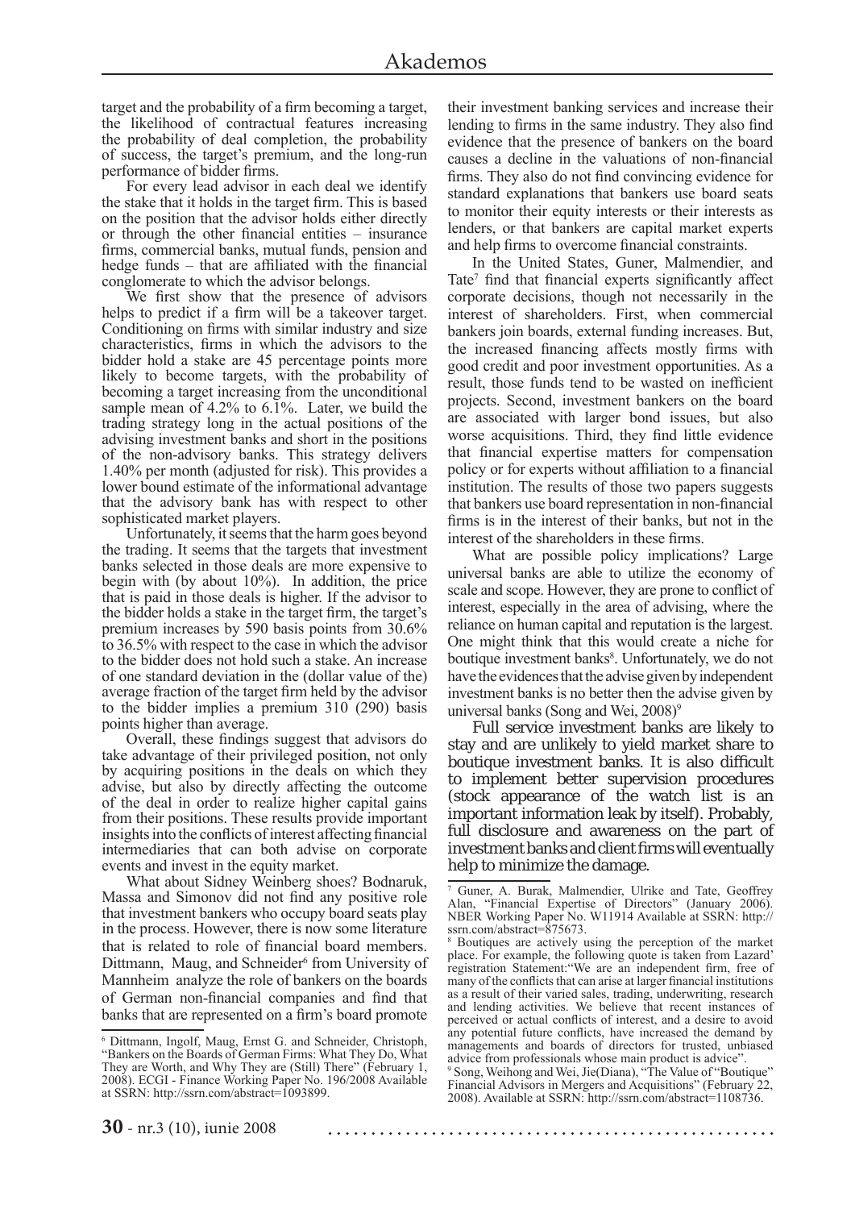target and the probability of a firm becoming a target, the likelihood of contractual features increasing the probability of deal completion, the probability of success, the target's premium, and the long-run performance of bidder firms.

For every lead advisor in each deal we identify the stake that it holds in the target firm. This is based on the position that the advisor holds either directly or through the other financial entities – insurance firms, commercial banks, mutual funds, pension and hedge funds – that are affiliated with the financial conglomerate to which the advisor belongs.

We first show that the presence of advisors helps to predict if a firm will be a takeover target. Conditioning on firms with similar industry and size characteristics, firms in which the advisors to the bidder hold a stake are 45 percentage points more likely to become targets, with the probability of becoming a target increasing from the unconditional sample mean of 4.2% to 6.1%. Later, we build the trading strategy long in the actual positions of the advising investment banks and short in the positions of the non-advisory banks. This strategy delivers 1.40% per month (adjusted for risk). This provides a lower bound estimate of the informational advantage that the advisory bank has with respect to other sophisticated market players.

Unfortunately, it seems that the harm goes beyond the trading. It seems that the targets that investment banks selected in those deals are more expensive to begin with (by about 10%). In addition, the price that is paid in those deals is higher. If the advisor to the bidder holds a stake in the target firm, the target's premium increases by 590 basis points from 30.6% to 36.5% with respect to the case in which the advisor to the bidder does not hold such a stake. An increase of one standard deviation in the (dollar value of the) average fraction of the target firm held by the advisor to the bidder implies a premium 310 (290) basis points higher than average.

Overall, these findings suggest that advisors do take advantage of their privileged position, not only by acquiring positions in the deals on which they advise, but also by directly affecting the outcome of the deal in order to realize higher capital gains from their positions. These results provide important insights into the conflicts of interest affecting financial intermediaries that can both advise on corporate events and invest in the equity market.

What about Sidney Weinberg shoes? Bodnaruk, Massa and Simonov did not find any positive role that investment bankers who occupy board seats play in the process. However, there is now some literature that is related to role of financial board members. Dittmann, Maug, and Schneider[6] from University of Mannheim analyze the role of bankers on the boards of German non-financial companies and find that banks that are represented on a firm's board promote their investment banking services and increase their lending to firms in the same industry. They also find evidence that the presence of bankers on the board causes a decline in the valuations of non-financial firms. They also do not find convincing evidence for standard explanations that bankers use board seats to monitor their equity interests or their interests as lenders, or that bankers are capital market experts and help firms to overcome financial constraints.

In the United States, Guner, Malmendier, and Tate[7] find that financial experts significantly affect corporate decisions, though not necessarily in the interest of shareholders. First, when commercial bankers join boards, external funding increases. But, the increased financing affects mostly firms with good credit and poor investment opportunities. As a result, those funds tend to be wasted on inefficient projects. Second, investment bankers on the board are associated with larger bond issues, but also worse acquisitions. Third, they find little evidence that financial expertise matters for compensation policy or for experts without affiliation to a financial institution. The results of those two papers suggests that bankers use board representation in non-financial firms is in the interest of their banks, but not in the interest of the shareholders in these firms.

What are possible policy implications? Large universal banks are able to utilize the economy of scale and scope. However, they are prone to conflict of interest, especially in the area of advising, where the reliance on human capital and reputation is the largest. One might think that this would create a niche for boutique investment banks[8]. Unfortunately, we do not have the evidences that the advise given by independent investment banks is no better then the advise given by universal banks (Song and Wei, 2008)[9]

Full service investment banks are likely to stay and are unlikely to yield market share to boutique investment banks. It is also difficult to implement better supervision procedures (stock appearance of the watch list is an important information leak by itself). Probably, full disclosure and awareness on the part of investment banks and client firms will eventually help to minimize the damage.

---

[6] Dittmann, Ingolf, Maug, Ernst G. and Schneider, Christoph, "Bankers on the Boards of German Firms: What They Do, What They are Worth, and Why They are (Still) There" (February 1, 2008). ECGI - Finance Working Paper No. 196/2008 Available at SSRN: http://ssrn.com/abstract=1093899.

[7] Guner, A. Burak, Malmendier, Ulrike and Tate, Geoffrey Alan, "Financial Expertise of Directors" (January 2006). NBER Working Paper No. W11914 Available at SSRN: http://ssrn.com/abstract=875673.

[8] Boutiques are actively using the perception of the market place. For example, the following quote is taken from Lazard' registration Statement:"We are an independent firm, free of many of the conflicts that can arise at larger financial institutions as a result of their varied sales, trading, underwriting, research and lending activities. We believe that recent instances of perceived or actual conflicts of interest, and a desire to avoid any potential future conflicts, have increased the demand by managements and boards of directors for trusted, unbiased advice from professionals whose main product is advice".

[9] Song, Weihong and Wei, Jie(Diana), "The Value of "Boutique" Financial Advisors in Mergers and Acquisitions" (February 22, 2008). Available at SSRN: http://ssrn.com/abstract=1108736.